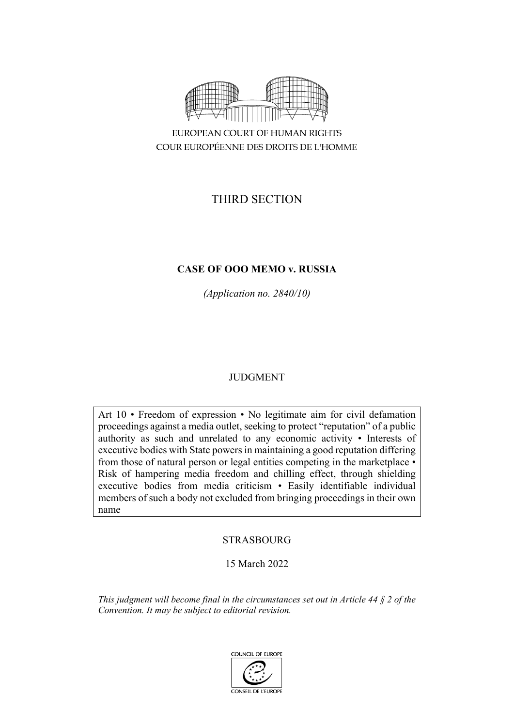EUROPEAN COURT OF HUMAN RIGHTS
COUR EUROPÉENNE DES DROITS DE L'HOMME

THIRD SECTION

**CASE OF OOO MEMO v. RUSSIA**

*(Application no. 2840/10)*

JUDGMENT

Art 10 • Freedom of expression • No legitimate aim for civil defamation proceedings against a media outlet, seeking to protect "reputation" of a public authority as such and unrelated to any economic activity • Interests of executive bodies with State powers in maintaining a good reputation differing from those of natural person or legal entities competing in the marketplace • Risk of hampering media freedom and chilling effect, through shielding executive bodies from media criticism • Easily identifiable individual members of such a body not excluded from bringing proceedings in their own name

STRASBOURG

15 March 2022

*This judgment will become final in the circumstances set out in Article 44 § 2 of the Convention. It may be subject to editorial revision.*

COUNCIL OF EUROPE
CONSEIL DE L'EUROPE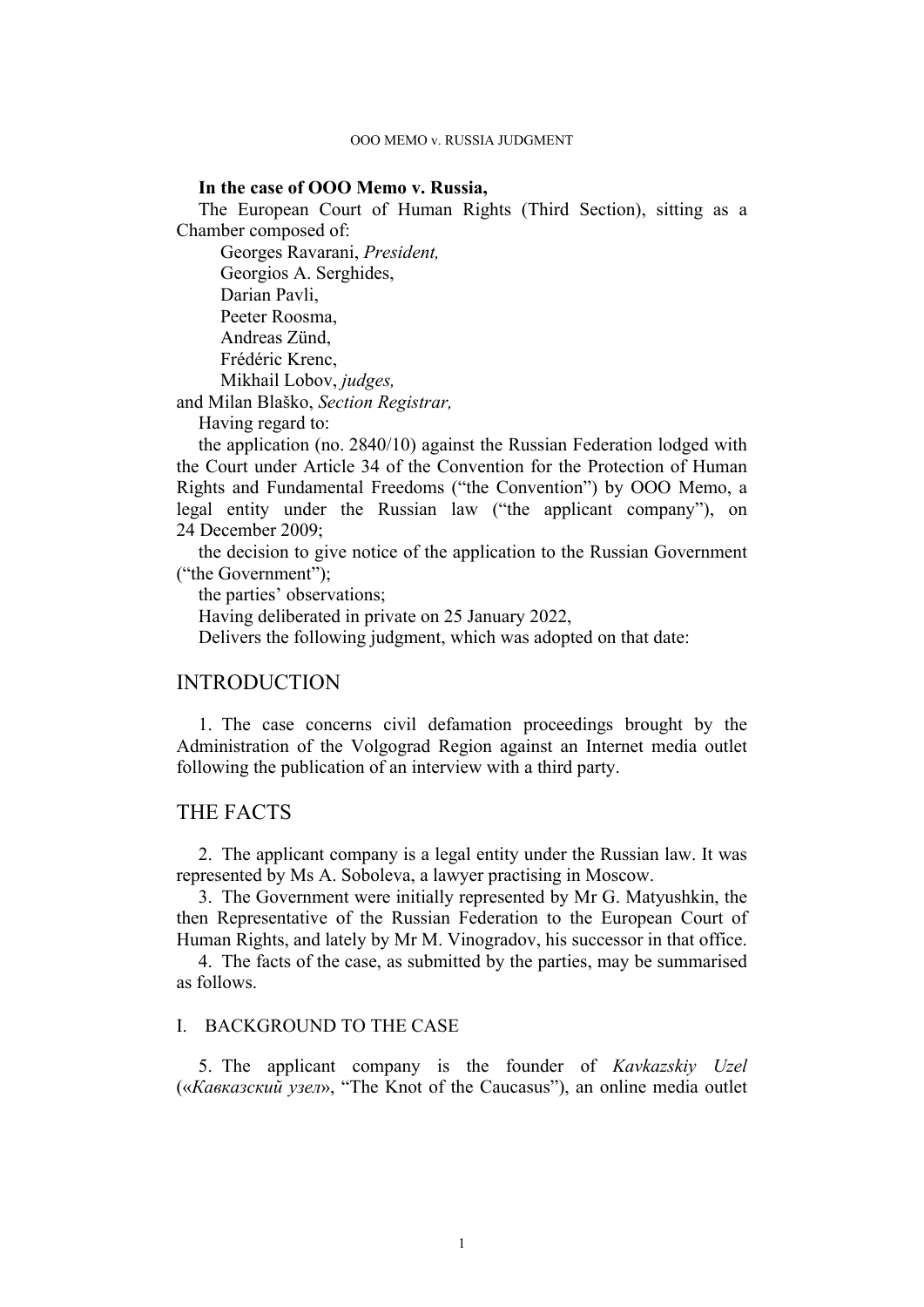**In the case of OOO Memo v. Russia,**

The European Court of Human Rights (Third Section), sitting as a Chamber composed of:

Georges Ravarani, *President,*
Georgios A. Serghides,
Darian Pavli,
Peeter Roosma,
Andreas Zünd,
Frédéric Krenc,
Mikhail Lobov, *judges,*
and Milan Blaško, *Section Registrar,*

Having regard to:

the application (no. 2840/10) against the Russian Federation lodged with the Court under Article 34 of the Convention for the Protection of Human Rights and Fundamental Freedoms ("the Convention") by OOO Memo, a legal entity under the Russian law ("the applicant company"), on 24 December 2009;

the decision to give notice of the application to the Russian Government ("the Government");

the parties' observations;

Having deliberated in private on 25 January 2022,

Delivers the following judgment, which was adopted on that date:

# INTRODUCTION

1. The case concerns civil defamation proceedings brought by the Administration of the Volgograd Region against an Internet media outlet following the publication of an interview with a third party.

# THE FACTS

2. The applicant company is a legal entity under the Russian law. It was represented by Ms A. Soboleva, a lawyer practising in Moscow.

3. The Government were initially represented by Mr G. Matyushkin, the then Representative of the Russian Federation to the European Court of Human Rights, and lately by Mr M. Vinogradov, his successor in that office.

4. The facts of the case, as submitted by the parties, may be summarised as follows.

## I. BACKGROUND TO THE CASE

5. The applicant company is the founder of *Kavkazskiy Uzel* («*Кавказский узел*», "The Knot of the Caucasus"), an online media outlet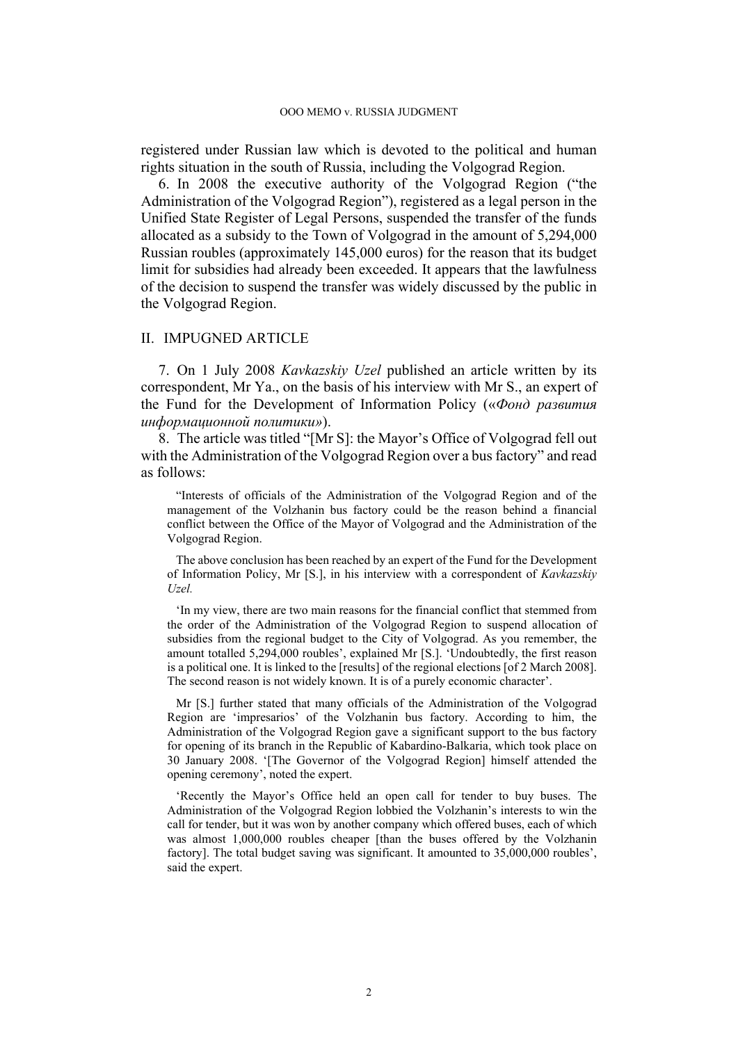registered under Russian law which is devoted to the political and human rights situation in the south of Russia, including the Volgograd Region.

6. In 2008 the executive authority of the Volgograd Region ("the Administration of the Volgograd Region"), registered as a legal person in the Unified State Register of Legal Persons, suspended the transfer of the funds allocated as a subsidy to the Town of Volgograd in the amount of 5,294,000 Russian roubles (approximately 145,000 euros) for the reason that its budget limit for subsidies had already been exceeded. It appears that the lawfulness of the decision to suspend the transfer was widely discussed by the public in the Volgograd Region.

## II. IMPUGNED ARTICLE

7. On 1 July 2008 *Kavkazskiy Uzel* published an article written by its correspondent, Mr Ya., on the basis of his interview with Mr S., an expert of the Fund for the Development of Information Policy («*Фонд развития информационной политики*»).

8. The article was titled "[Mr S]: the Mayor's Office of Volgograd fell out with the Administration of the Volgograd Region over a bus factory" and read as follows:

> "Interests of officials of the Administration of the Volgograd Region and of the management of the Volzhanin bus factory could be the reason behind a financial conflict between the Office of the Mayor of Volgograd and the Administration of the Volgograd Region.
>
> The above conclusion has been reached by an expert of the Fund for the Development of Information Policy, Mr [S.], in his interview with a correspondent of *Kavkazskiy Uzel.*
>
> 'In my view, there are two main reasons for the financial conflict that stemmed from the order of the Administration of the Volgograd Region to suspend allocation of subsidies from the regional budget to the City of Volgograd. As you remember, the amount totalled 5,294,000 roubles', explained Mr [S.]. 'Undoubtedly, the first reason is a political one. It is linked to the [results] of the regional elections [of 2 March 2008]. The second reason is not widely known. It is of a purely economic character'.
>
> Mr [S.] further stated that many officials of the Administration of the Volgograd Region are 'impresarios' of the Volzhanin bus factory. According to him, the Administration of the Volgograd Region gave a significant support to the bus factory for opening of its branch in the Republic of Kabardino-Balkaria, which took place on 30 January 2008. '[The Governor of the Volgograd Region] himself attended the opening ceremony', noted the expert.
>
> 'Recently the Mayor's Office held an open call for tender to buy buses. The Administration of the Volgograd Region lobbied the Volzhanin's interests to win the call for tender, but it was won by another company which offered buses, each of which was almost 1,000,000 roubles cheaper [than the buses offered by the Volzhanin factory]. The total budget saving was significant. It amounted to 35,000,000 roubles', said the expert.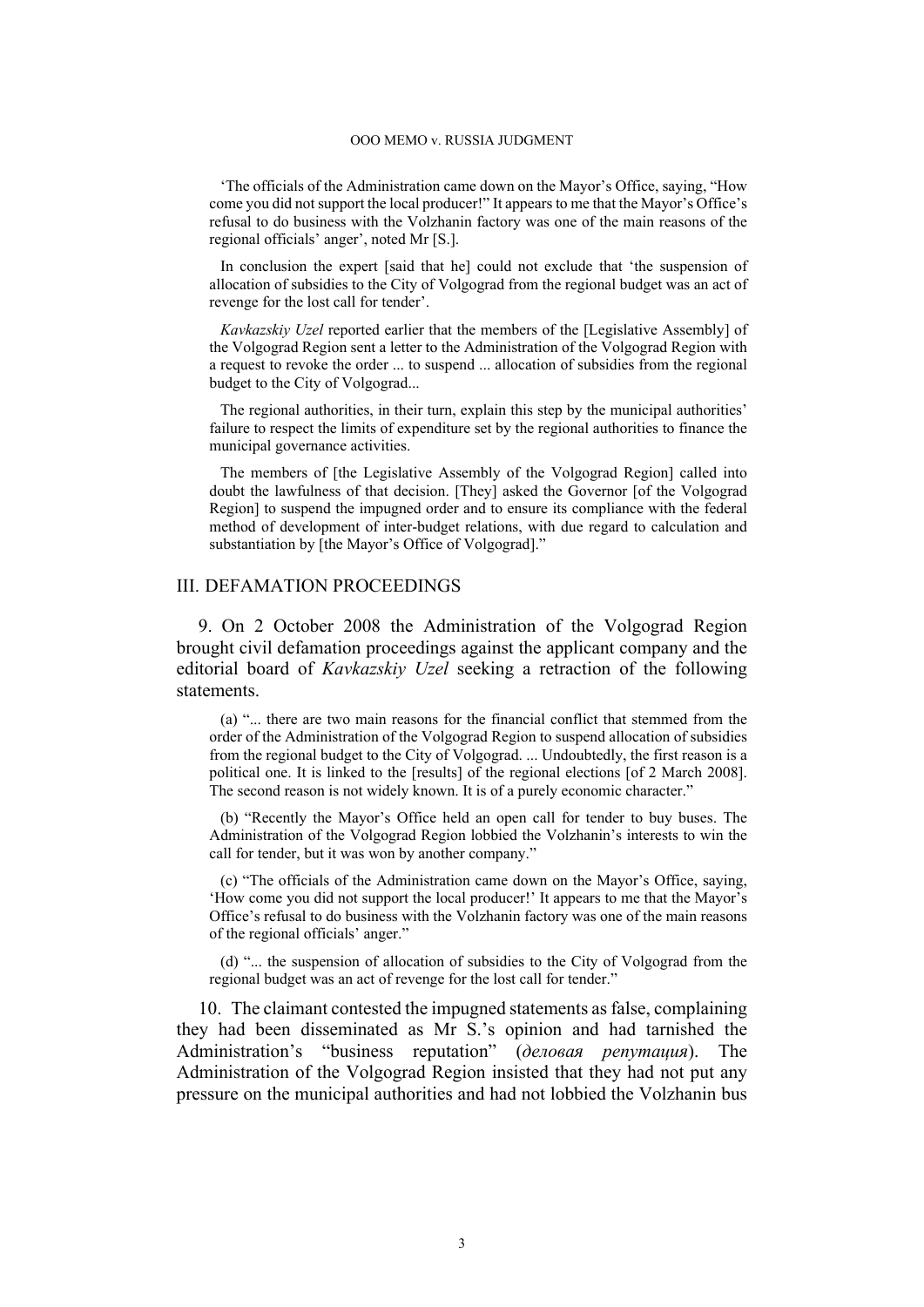'The officials of the Administration came down on the Mayor's Office, saying, "How come you did not support the local producer!" It appears to me that the Mayor's Office's refusal to do business with the Volzhanin factory was one of the main reasons of the regional officials' anger', noted Mr [S.].

In conclusion the expert [said that he] could not exclude that 'the suspension of allocation of subsidies to the City of Volgograd from the regional budget was an act of revenge for the lost call for tender'.

*Kavkazskiy Uzel* reported earlier that the members of the [Legislative Assembly] of the Volgograd Region sent a letter to the Administration of the Volgograd Region with a request to revoke the order ... to suspend ... allocation of subsidies from the regional budget to the City of Volgograd...

The regional authorities, in their turn, explain this step by the municipal authorities' failure to respect the limits of expenditure set by the regional authorities to finance the municipal governance activities.

The members of [the Legislative Assembly of the Volgograd Region] called into doubt the lawfulness of that decision. [They] asked the Governor [of the Volgograd Region] to suspend the impugned order and to ensure its compliance with the federal method of development of inter-budget relations, with due regard to calculation and substantiation by [the Mayor's Office of Volgograd]."

## III. DEFAMATION PROCEEDINGS

9. On 2 October 2008 the Administration of the Volgograd Region brought civil defamation proceedings against the applicant company and the editorial board of *Kavkazskiy Uzel* seeking a retraction of the following statements.

(a) "... there are two main reasons for the financial conflict that stemmed from the order of the Administration of the Volgograd Region to suspend allocation of subsidies from the regional budget to the City of Volgograd. ... Undoubtedly, the first reason is a political one. It is linked to the [results] of the regional elections [of 2 March 2008]. The second reason is not widely known. It is of a purely economic character."

(b) "Recently the Mayor's Office held an open call for tender to buy buses. The Administration of the Volgograd Region lobbied the Volzhanin's interests to win the call for tender, but it was won by another company."

(c) "The officials of the Administration came down on the Mayor's Office, saying, 'How come you did not support the local producer!' It appears to me that the Mayor's Office's refusal to do business with the Volzhanin factory was one of the main reasons of the regional officials' anger."

(d) "... the suspension of allocation of subsidies to the City of Volgograd from the regional budget was an act of revenge for the lost call for tender."

10. The claimant contested the impugned statements as false, complaining they had been disseminated as Mr S.'s opinion and had tarnished the Administration's "business reputation" (*деловая репутация*). The Administration of the Volgograd Region insisted that they had not put any pressure on the municipal authorities and had not lobbied the Volzhanin bus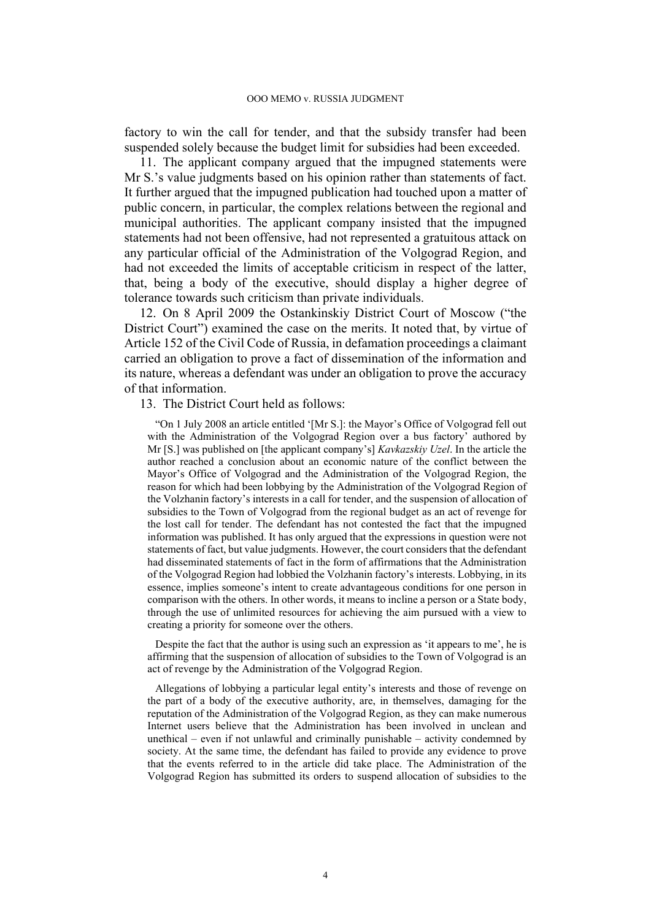factory to win the call for tender, and that the subsidy transfer had been suspended solely because the budget limit for subsidies had been exceeded.

11. The applicant company argued that the impugned statements were Mr S.'s value judgments based on his opinion rather than statements of fact. It further argued that the impugned publication had touched upon a matter of public concern, in particular, the complex relations between the regional and municipal authorities. The applicant company insisted that the impugned statements had not been offensive, had not represented a gratuitous attack on any particular official of the Administration of the Volgograd Region, and had not exceeded the limits of acceptable criticism in respect of the latter, that, being a body of the executive, should display a higher degree of tolerance towards such criticism than private individuals.

12. On 8 April 2009 the Ostankinskiy District Court of Moscow ("the District Court") examined the case on the merits. It noted that, by virtue of Article 152 of the Civil Code of Russia, in defamation proceedings a claimant carried an obligation to prove a fact of dissemination of the information and its nature, whereas a defendant was under an obligation to prove the accuracy of that information.

13. The District Court held as follows:

> "On 1 July 2008 an article entitled '[Mr S.]: the Mayor's Office of Volgograd fell out with the Administration of the Volgograd Region over a bus factory' authored by Mr [S.] was published on [the applicant company's] *Kavkazskiy Uzel*. In the article the author reached a conclusion about an economic nature of the conflict between the Mayor's Office of Volgograd and the Administration of the Volgograd Region, the reason for which had been lobbying by the Administration of the Volgograd Region of the Volzhanin factory's interests in a call for tender, and the suspension of allocation of subsidies to the Town of Volgograd from the regional budget as an act of revenge for the lost call for tender. The defendant has not contested the fact that the impugned information was published. It has only argued that the expressions in question were not statements of fact, but value judgments. However, the court considers that the defendant had disseminated statements of fact in the form of affirmations that the Administration of the Volgograd Region had lobbied the Volzhanin factory's interests. Lobbying, in its essence, implies someone's intent to create advantageous conditions for one person in comparison with the others. In other words, it means to incline a person or a State body, through the use of unlimited resources for achieving the aim pursued with a view to creating a priority for someone over the others.
>
> Despite the fact that the author is using such an expression as 'it appears to me', he is affirming that the suspension of allocation of subsidies to the Town of Volgograd is an act of revenge by the Administration of the Volgograd Region.
>
> Allegations of lobbying a particular legal entity's interests and those of revenge on the part of a body of the executive authority, are, in themselves, damaging for the reputation of the Administration of the Volgograd Region, as they can make numerous Internet users believe that the Administration has been involved in unclean and unethical – even if not unlawful and criminally punishable – activity condemned by society. At the same time, the defendant has failed to provide any evidence to prove that the events referred to in the article did take place. The Administration of the Volgograd Region has submitted its orders to suspend allocation of subsidies to the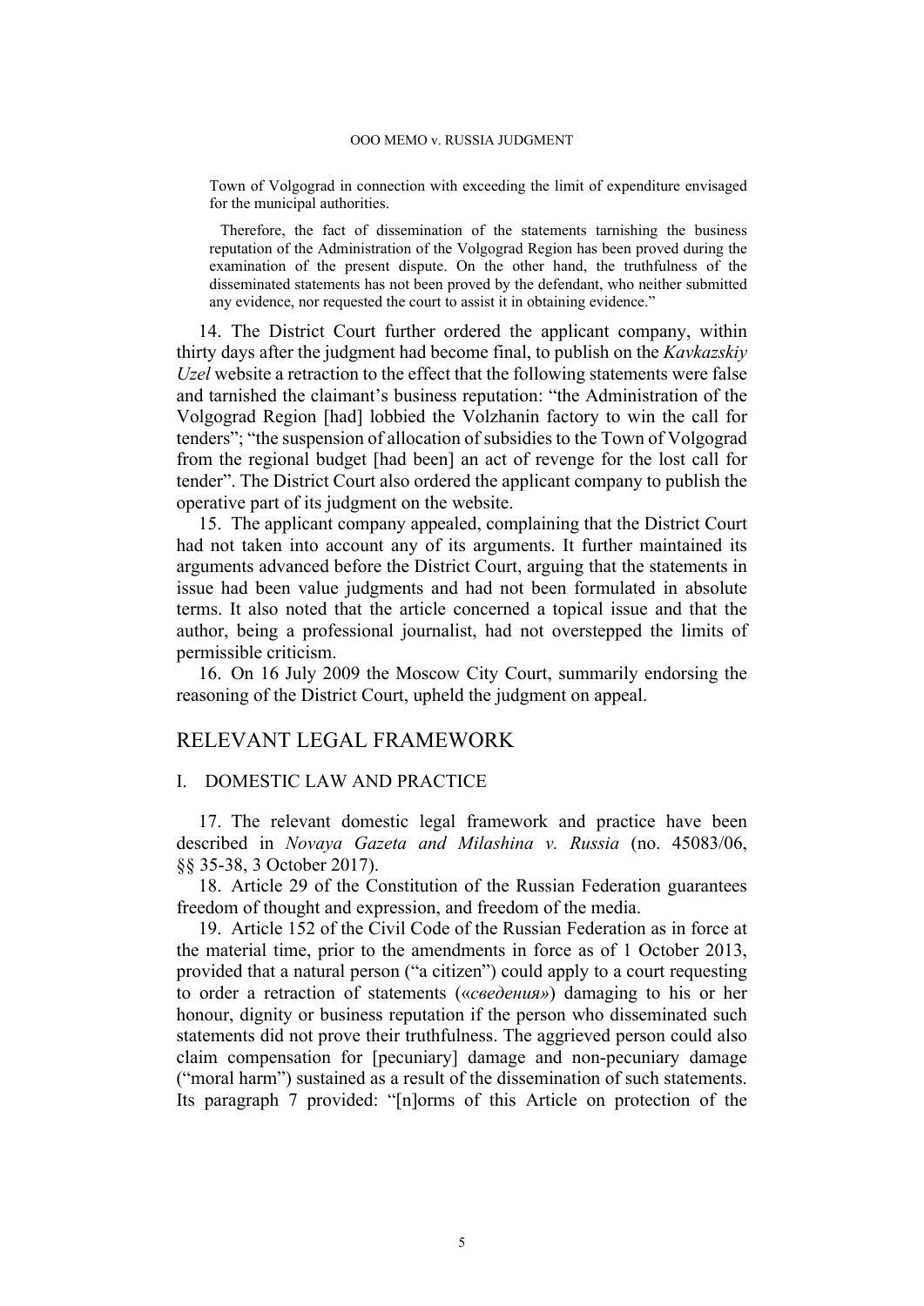Town of Volgograd in connection with exceeding the limit of expenditure envisaged for the municipal authorities.

Therefore, the fact of dissemination of the statements tarnishing the business reputation of the Administration of the Volgograd Region has been proved during the examination of the present dispute. On the other hand, the truthfulness of the disseminated statements has not been proved by the defendant, who neither submitted any evidence, nor requested the court to assist it in obtaining evidence."

14. The District Court further ordered the applicant company, within thirty days after the judgment had become final, to publish on the *Kavkazskiy Uzel* website a retraction to the effect that the following statements were false and tarnished the claimant's business reputation: "the Administration of the Volgograd Region [had] lobbied the Volzhanin factory to win the call for tenders"; "the suspension of allocation of subsidies to the Town of Volgograd from the regional budget [had been] an act of revenge for the lost call for tender". The District Court also ordered the applicant company to publish the operative part of its judgment on the website.

15. The applicant company appealed, complaining that the District Court had not taken into account any of its arguments. It further maintained its arguments advanced before the District Court, arguing that the statements in issue had been value judgments and had not been formulated in absolute terms. It also noted that the article concerned a topical issue and that the author, being a professional journalist, had not overstepped the limits of permissible criticism.

16. On 16 July 2009 the Moscow City Court, summarily endorsing the reasoning of the District Court, upheld the judgment on appeal.

## RELEVANT LEGAL FRAMEWORK

### I. DOMESTIC LAW AND PRACTICE

17. The relevant domestic legal framework and practice have been described in *Novaya Gazeta and Milashina v. Russia* (no. 45083/06, §§ 35-38, 3 October 2017).

18. Article 29 of the Constitution of the Russian Federation guarantees freedom of thought and expression, and freedom of the media.

19. Article 152 of the Civil Code of the Russian Federation as in force at the material time, prior to the amendments in force as of 1 October 2013, provided that a natural person ("a citizen") could apply to a court requesting to order a retraction of statements («*сведения*») damaging to his or her honour, dignity or business reputation if the person who disseminated such statements did not prove their truthfulness. The aggrieved person could also claim compensation for [pecuniary] damage and non-pecuniary damage ("moral harm") sustained as a result of the dissemination of such statements. Its paragraph 7 provided: "[n]orms of this Article on protection of the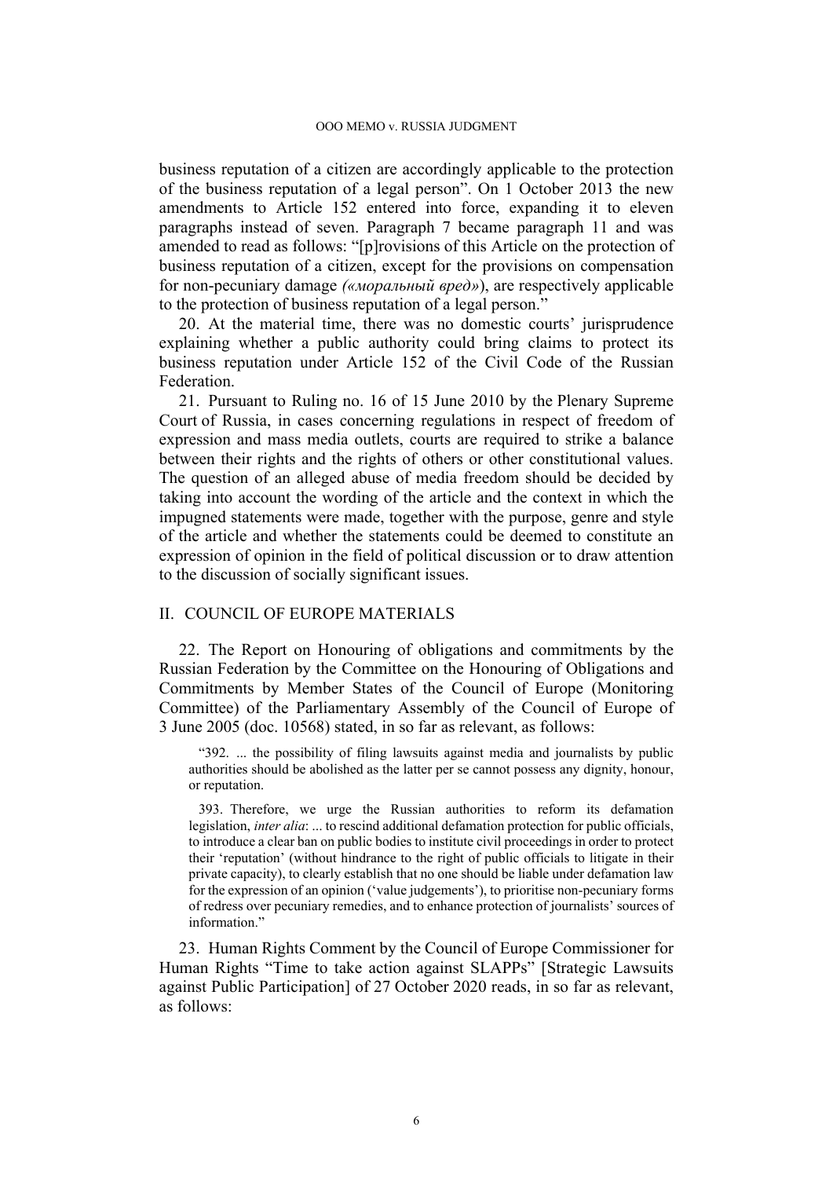business reputation of a citizen are accordingly applicable to the protection of the business reputation of a legal person". On 1 October 2013 the new amendments to Article 152 entered into force, expanding it to eleven paragraphs instead of seven. Paragraph 7 became paragraph 11 and was amended to read as follows: "[p]rovisions of this Article on the protection of business reputation of a citizen, except for the provisions on compensation for non-pecuniary damage *(«моральный вред»)*, are respectively applicable to the protection of business reputation of a legal person."

20. At the material time, there was no domestic courts' jurisprudence explaining whether a public authority could bring claims to protect its business reputation under Article 152 of the Civil Code of the Russian Federation.

21. Pursuant to Ruling no. 16 of 15 June 2010 by the Plenary Supreme Court of Russia, in cases concerning regulations in respect of freedom of expression and mass media outlets, courts are required to strike a balance between their rights and the rights of others or other constitutional values. The question of an alleged abuse of media freedom should be decided by taking into account the wording of the article and the context in which the impugned statements were made, together with the purpose, genre and style of the article and whether the statements could be deemed to constitute an expression of opinion in the field of political discussion or to draw attention to the discussion of socially significant issues.

## II. COUNCIL OF EUROPE MATERIALS

22. The Report on Honouring of obligations and commitments by the Russian Federation by the Committee on the Honouring of Obligations and Commitments by Member States of the Council of Europe (Monitoring Committee) of the Parliamentary Assembly of the Council of Europe of 3 June 2005 (doc. 10568) stated, in so far as relevant, as follows:

> "392. ... the possibility of filing lawsuits against media and journalists by public authorities should be abolished as the latter per se cannot possess any dignity, honour, or reputation.
>
> 393. Therefore, we urge the Russian authorities to reform its defamation legislation, *inter alia*: ... to rescind additional defamation protection for public officials, to introduce a clear ban on public bodies to institute civil proceedings in order to protect their 'reputation' (without hindrance to the right of public officials to litigate in their private capacity), to clearly establish that no one should be liable under defamation law for the expression of an opinion ('value judgements'), to prioritise non-pecuniary forms of redress over pecuniary remedies, and to enhance protection of journalists' sources of information."

23. Human Rights Comment by the Council of Europe Commissioner for Human Rights "Time to take action against SLAPPs" [Strategic Lawsuits against Public Participation] of 27 October 2020 reads, in so far as relevant, as follows: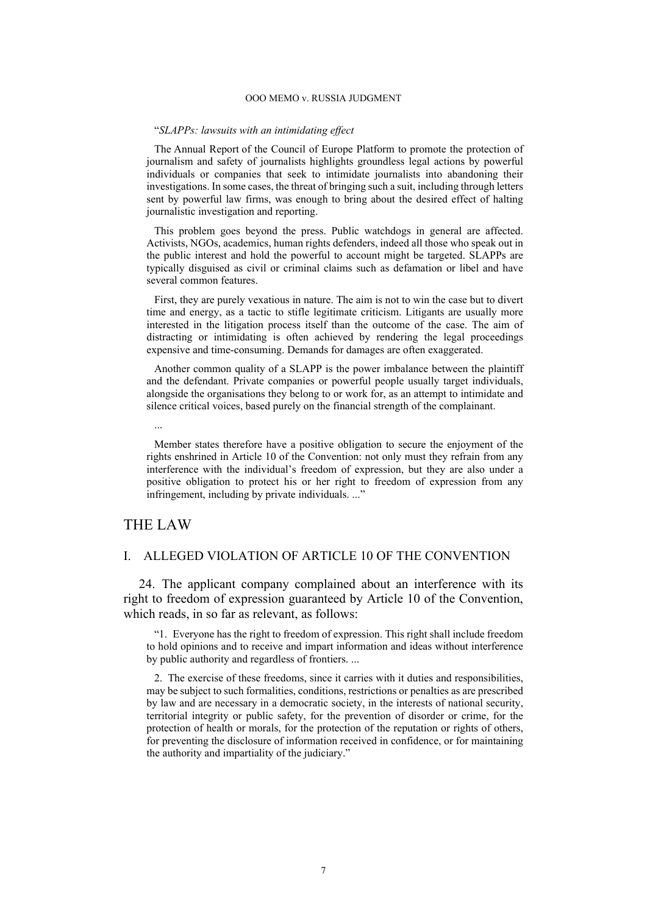"*SLAPPs: lawsuits with an intimidating effect*

The Annual Report of the Council of Europe Platform to promote the protection of journalism and safety of journalists highlights groundless legal actions by powerful individuals or companies that seek to intimidate journalists into abandoning their investigations. In some cases, the threat of bringing such a suit, including through letters sent by powerful law firms, was enough to bring about the desired effect of halting journalistic investigation and reporting.

This problem goes beyond the press. Public watchdogs in general are affected. Activists, NGOs, academics, human rights defenders, indeed all those who speak out in the public interest and hold the powerful to account might be targeted. SLAPPs are typically disguised as civil or criminal claims such as defamation or libel and have several common features.

First, they are purely vexatious in nature. The aim is not to win the case but to divert time and energy, as a tactic to stifle legitimate criticism. Litigants are usually more interested in the litigation process itself than the outcome of the case. The aim of distracting or intimidating is often achieved by rendering the legal proceedings expensive and time-consuming. Demands for damages are often exaggerated.

Another common quality of a SLAPP is the power imbalance between the plaintiff and the defendant. Private companies or powerful people usually target individuals, alongside the organisations they belong to or work for, as an attempt to intimidate and silence critical voices, based purely on the financial strength of the complainant.

...

Member states therefore have a positive obligation to secure the enjoyment of the rights enshrined in Article 10 of the Convention: not only must they refrain from any interference with the individual's freedom of expression, but they are also under a positive obligation to protect his or her right to freedom of expression from any infringement, including by private individuals. ..."

# THE LAW

## I. ALLEGED VIOLATION OF ARTICLE 10 OF THE CONVENTION

24. The applicant company complained about an interference with its right to freedom of expression guaranteed by Article 10 of the Convention, which reads, in so far as relevant, as follows:

"1. Everyone has the right to freedom of expression. This right shall include freedom to hold opinions and to receive and impart information and ideas without interference by public authority and regardless of frontiers. ...

2. The exercise of these freedoms, since it carries with it duties and responsibilities, may be subject to such formalities, conditions, restrictions or penalties as are prescribed by law and are necessary in a democratic society, in the interests of national security, territorial integrity or public safety, for the prevention of disorder or crime, for the protection of health or morals, for the protection of the reputation or rights of others, for preventing the disclosure of information received in confidence, or for maintaining the authority and impartiality of the judiciary."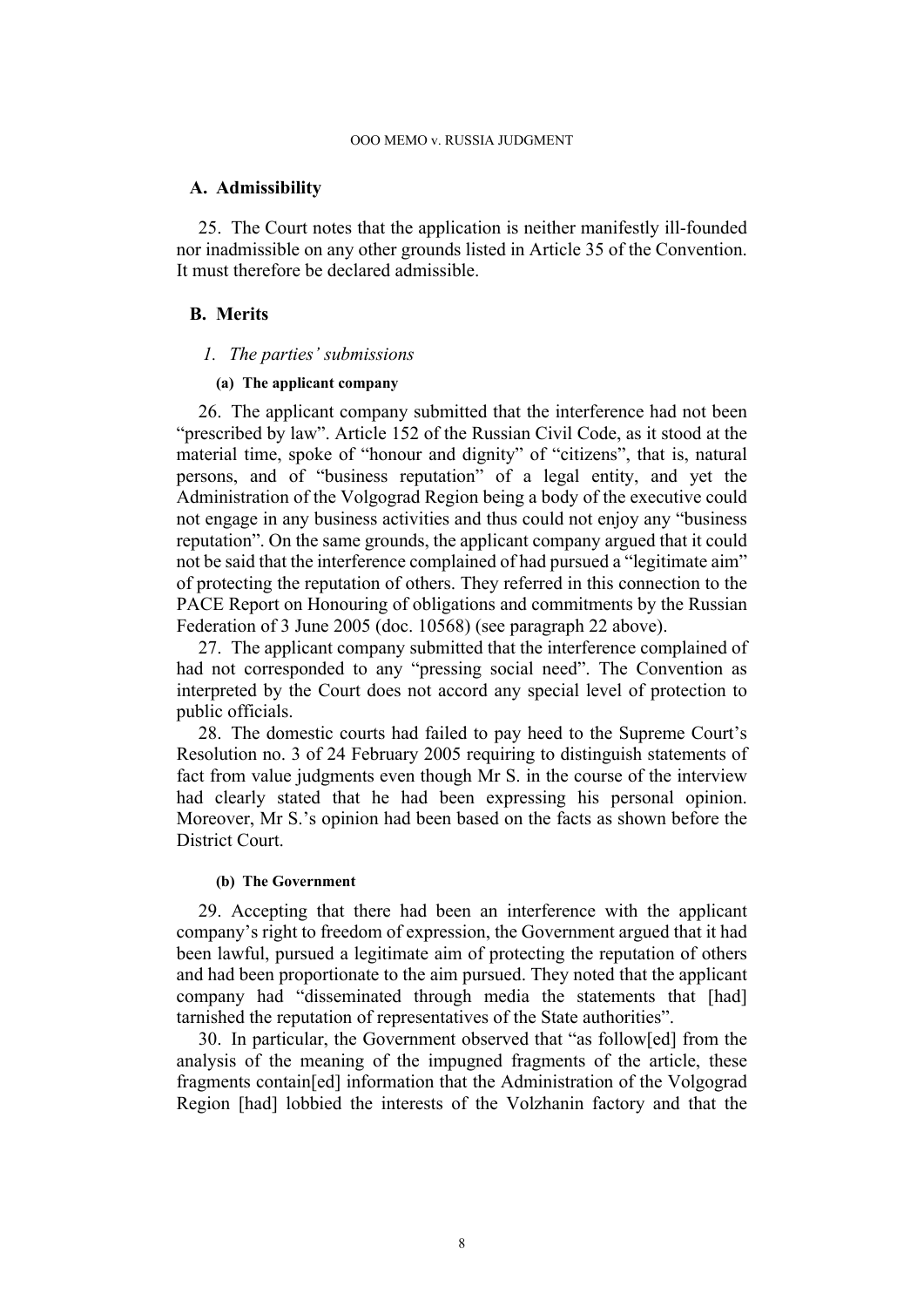## A. Admissibility

25. The Court notes that the application is neither manifestly ill-founded nor inadmissible on any other grounds listed in Article 35 of the Convention. It must therefore be declared admissible.

## B. Merits

### *1. The parties' submissions*

#### (a) The applicant company

26. The applicant company submitted that the interference had not been "prescribed by law". Article 152 of the Russian Civil Code, as it stood at the material time, spoke of "honour and dignity" of "citizens", that is, natural persons, and of "business reputation" of a legal entity, and yet the Administration of the Volgograd Region being a body of the executive could not engage in any business activities and thus could not enjoy any "business reputation". On the same grounds, the applicant company argued that it could not be said that the interference complained of had pursued a "legitimate aim" of protecting the reputation of others. They referred in this connection to the PACE Report on Honouring of obligations and commitments by the Russian Federation of 3 June 2005 (doc. 10568) (see paragraph 22 above).

27. The applicant company submitted that the interference complained of had not corresponded to any "pressing social need". The Convention as interpreted by the Court does not accord any special level of protection to public officials.

28. The domestic courts had failed to pay heed to the Supreme Court's Resolution no. 3 of 24 February 2005 requiring to distinguish statements of fact from value judgments even though Mr S. in the course of the interview had clearly stated that he had been expressing his personal opinion. Moreover, Mr S.'s opinion had been based on the facts as shown before the District Court.

#### (b) The Government

29. Accepting that there had been an interference with the applicant company's right to freedom of expression, the Government argued that it had been lawful, pursued a legitimate aim of protecting the reputation of others and had been proportionate to the aim pursued. They noted that the applicant company had "disseminated through media the statements that [had] tarnished the reputation of representatives of the State authorities".

30. In particular, the Government observed that "as follow[ed] from the analysis of the meaning of the impugned fragments of the article, these fragments contain[ed] information that the Administration of the Volgograd Region [had] lobbied the interests of the Volzhanin factory and that the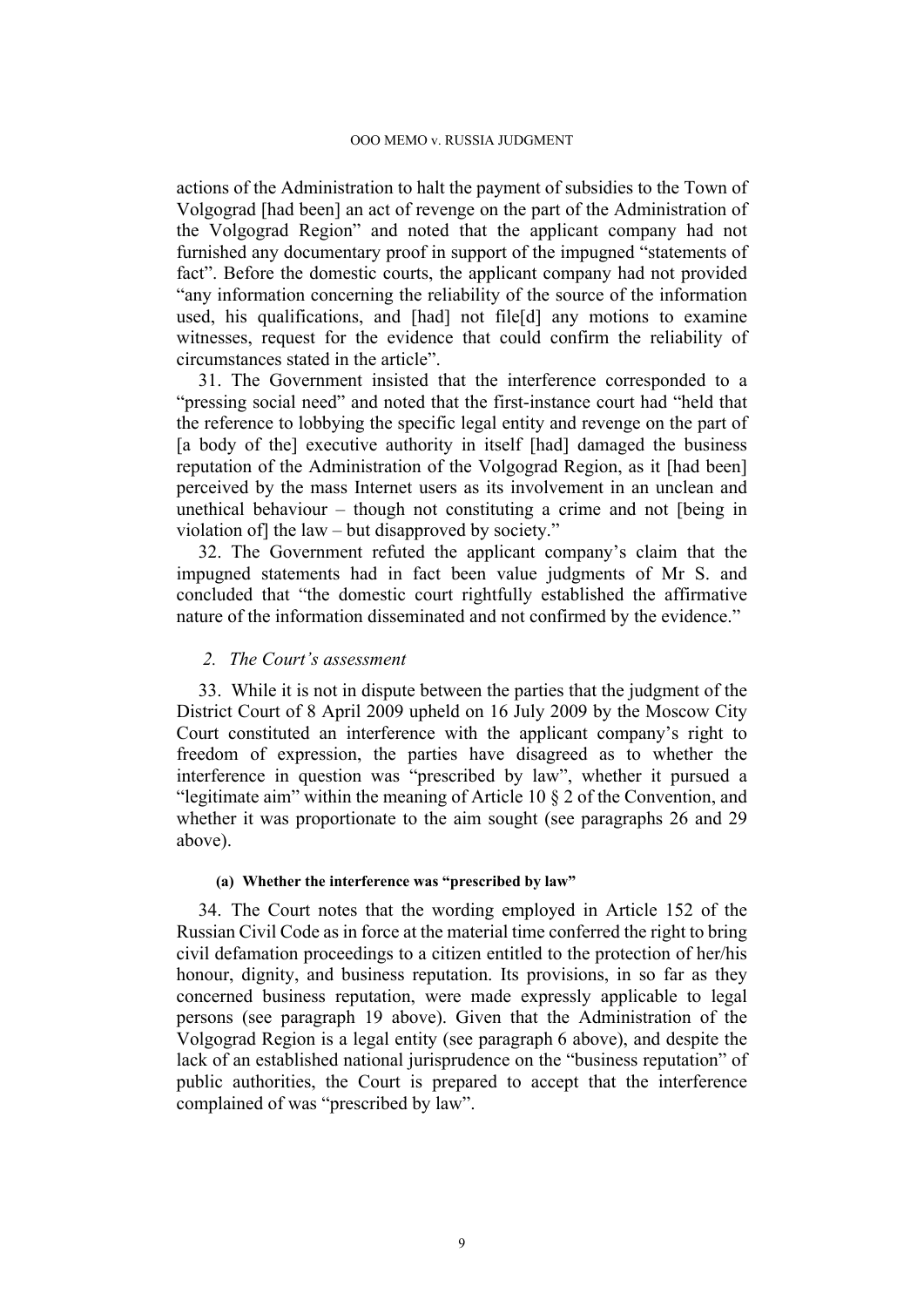actions of the Administration to halt the payment of subsidies to the Town of Volgograd [had been] an act of revenge on the part of the Administration of the Volgograd Region" and noted that the applicant company had not furnished any documentary proof in support of the impugned "statements of fact". Before the domestic courts, the applicant company had not provided "any information concerning the reliability of the source of the information used, his qualifications, and [had] not file[d] any motions to examine witnesses, request for the evidence that could confirm the reliability of circumstances stated in the article".

31. The Government insisted that the interference corresponded to a "pressing social need" and noted that the first-instance court had "held that the reference to lobbying the specific legal entity and revenge on the part of [a body of the] executive authority in itself [had] damaged the business reputation of the Administration of the Volgograd Region, as it [had been] perceived by the mass Internet users as its involvement in an unclean and unethical behaviour – though not constituting a crime and not [being in violation of] the law – but disapproved by society."

32. The Government refuted the applicant company's claim that the impugned statements had in fact been value judgments of Mr S. and concluded that "the domestic court rightfully established the affirmative nature of the information disseminated and not confirmed by the evidence."

### *2. The Court's assessment*

33. While it is not in dispute between the parties that the judgment of the District Court of 8 April 2009 upheld on 16 July 2009 by the Moscow City Court constituted an interference with the applicant company's right to freedom of expression, the parties have disagreed as to whether the interference in question was "prescribed by law", whether it pursued a "legitimate aim" within the meaning of Article 10 § 2 of the Convention, and whether it was proportionate to the aim sought (see paragraphs 26 and 29 above).

#### **(a) Whether the interference was "prescribed by law"**

34. The Court notes that the wording employed in Article 152 of the Russian Civil Code as in force at the material time conferred the right to bring civil defamation proceedings to a citizen entitled to the protection of her/his honour, dignity, and business reputation. Its provisions, in so far as they concerned business reputation, were made expressly applicable to legal persons (see paragraph 19 above). Given that the Administration of the Volgograd Region is a legal entity (see paragraph 6 above), and despite the lack of an established national jurisprudence on the "business reputation" of public authorities, the Court is prepared to accept that the interference complained of was "prescribed by law".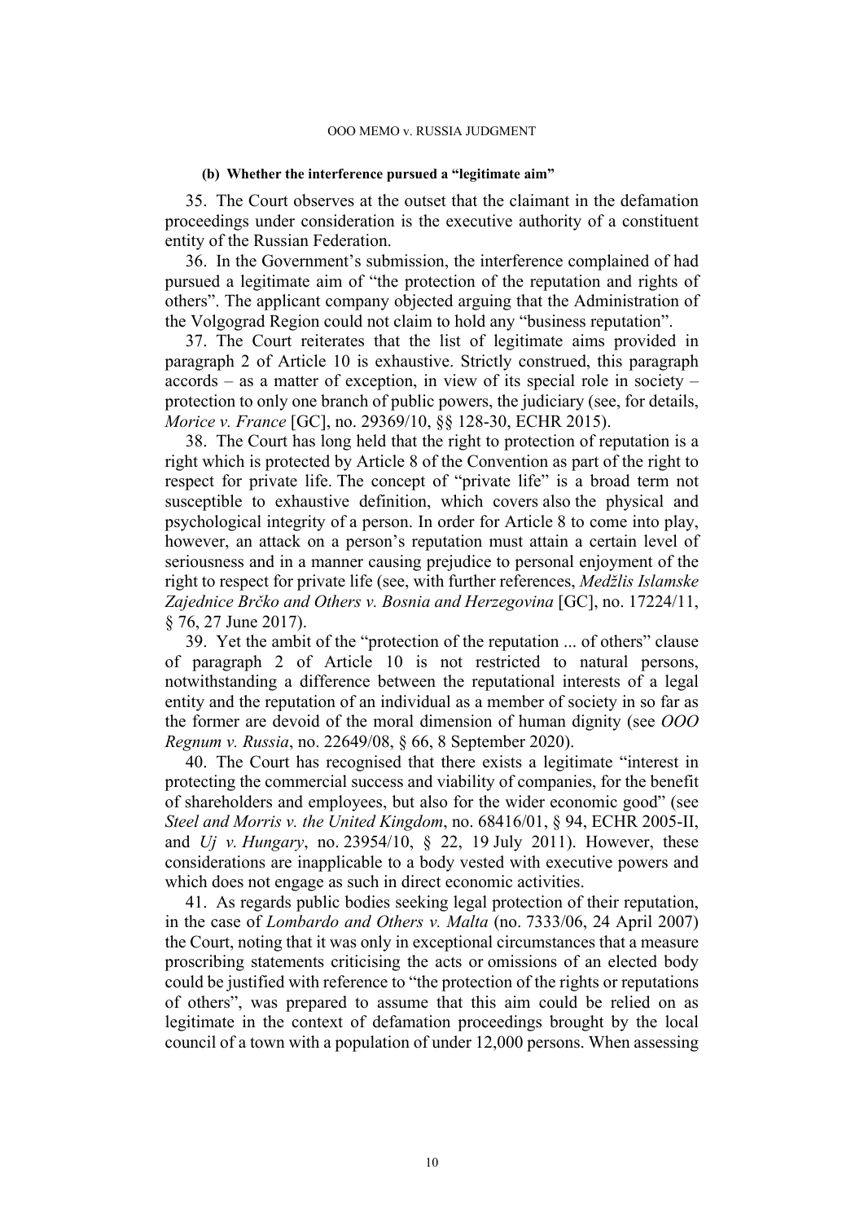#### (b) Whether the interference pursued a "legitimate aim"

35. The Court observes at the outset that the claimant in the defamation proceedings under consideration is the executive authority of a constituent entity of the Russian Federation.

36. In the Government's submission, the interference complained of had pursued a legitimate aim of "the protection of the reputation and rights of others". The applicant company objected arguing that the Administration of the Volgograd Region could not claim to hold any "business reputation".

37. The Court reiterates that the list of legitimate aims provided in paragraph 2 of Article 10 is exhaustive. Strictly construed, this paragraph accords – as a matter of exception, in view of its special role in society – protection to only one branch of public powers, the judiciary (see, for details, *Morice v. France* [GC], no. 29369/10, §§ 128-30, ECHR 2015).

38. The Court has long held that the right to protection of reputation is a right which is protected by Article 8 of the Convention as part of the right to respect for private life. The concept of "private life" is a broad term not susceptible to exhaustive definition, which covers also the physical and psychological integrity of a person. In order for Article 8 to come into play, however, an attack on a person's reputation must attain a certain level of seriousness and in a manner causing prejudice to personal enjoyment of the right to respect for private life (see, with further references, *Medžlis Islamske Zajednice Brčko and Others v. Bosnia and Herzegovina* [GC], no. 17224/11, § 76, 27 June 2017).

39. Yet the ambit of the "protection of the reputation ... of others" clause of paragraph 2 of Article 10 is not restricted to natural persons, notwithstanding a difference between the reputational interests of a legal entity and the reputation of an individual as a member of society in so far as the former are devoid of the moral dimension of human dignity (see *OOO Regnum v. Russia*, no. 22649/08, § 66, 8 September 2020).

40. The Court has recognised that there exists a legitimate "interest in protecting the commercial success and viability of companies, for the benefit of shareholders and employees, but also for the wider economic good" (see *Steel and Morris v. the United Kingdom*, no. 68416/01, § 94, ECHR 2005-II, and *Uj v. Hungary*, no. 23954/10, § 22, 19 July 2011). However, these considerations are inapplicable to a body vested with executive powers and which does not engage as such in direct economic activities.

41. As regards public bodies seeking legal protection of their reputation, in the case of *Lombardo and Others v. Malta* (no. 7333/06, 24 April 2007) the Court, noting that it was only in exceptional circumstances that a measure proscribing statements criticising the acts or omissions of an elected body could be justified with reference to "the protection of the rights or reputations of others", was prepared to assume that this aim could be relied on as legitimate in the context of defamation proceedings brought by the local council of a town with a population of under 12,000 persons. When assessing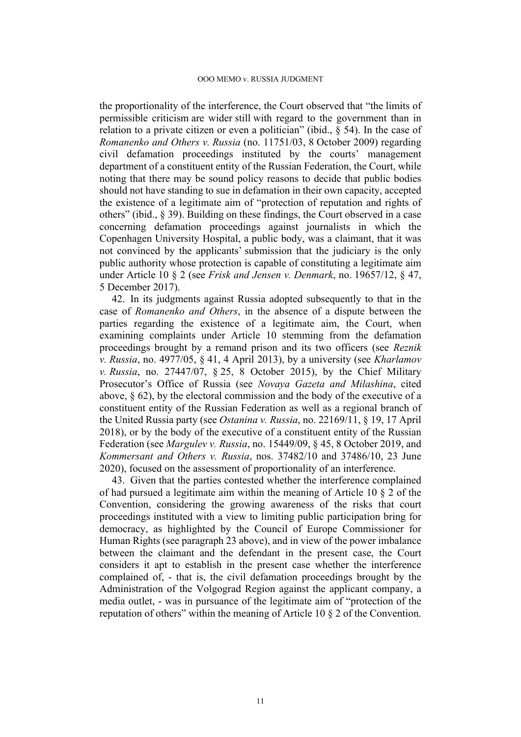the proportionality of the interference, the Court observed that "the limits of permissible criticism are wider still with regard to the government than in relation to a private citizen or even a politician" (ibid., § 54). In the case of *Romanenko and Others v. Russia* (no. 11751/03, 8 October 2009) regarding civil defamation proceedings instituted by the courts' management department of a constituent entity of the Russian Federation, the Court, while noting that there may be sound policy reasons to decide that public bodies should not have standing to sue in defamation in their own capacity, accepted the existence of a legitimate aim of "protection of reputation and rights of others" (ibid., § 39). Building on these findings, the Court observed in a case concerning defamation proceedings against journalists in which the Copenhagen University Hospital, a public body, was a claimant, that it was not convinced by the applicants' submission that the judiciary is the only public authority whose protection is capable of constituting a legitimate aim under Article 10 § 2 (see *Frisk and Jensen v. Denmark*, no. 19657/12, § 47, 5 December 2017).

42. In its judgments against Russia adopted subsequently to that in the case of *Romanenko and Others*, in the absence of a dispute between the parties regarding the existence of a legitimate aim, the Court, when examining complaints under Article 10 stemming from the defamation proceedings brought by a remand prison and its two officers (see *Reznik v. Russia*, no. 4977/05, § 41, 4 April 2013), by a university (see *Kharlamov v. Russia*, no. 27447/07, § 25, 8 October 2015), by the Chief Military Prosecutor's Office of Russia (see *Novaya Gazeta and Milashina*, cited above, § 62), by the electoral commission and the body of the executive of a constituent entity of the Russian Federation as well as a regional branch of the United Russia party (see *Ostanina v. Russia*, no. 22169/11, § 19, 17 April 2018), or by the body of the executive of a constituent entity of the Russian Federation (see *Margulev v. Russia*, no. 15449/09, § 45, 8 October 2019, and *Kommersant and Others v. Russia*, nos. 37482/10 and 37486/10, 23 June 2020), focused on the assessment of proportionality of an interference.

43. Given that the parties contested whether the interference complained of had pursued a legitimate aim within the meaning of Article 10 § 2 of the Convention, considering the growing awareness of the risks that court proceedings instituted with a view to limiting public participation bring for democracy, as highlighted by the Council of Europe Commissioner for Human Rights (see paragraph 23 above), and in view of the power imbalance between the claimant and the defendant in the present case, the Court considers it apt to establish in the present case whether the interference complained of, - that is, the civil defamation proceedings brought by the Administration of the Volgograd Region against the applicant company, a media outlet, - was in pursuance of the legitimate aim of "protection of the reputation of others" within the meaning of Article 10 § 2 of the Convention.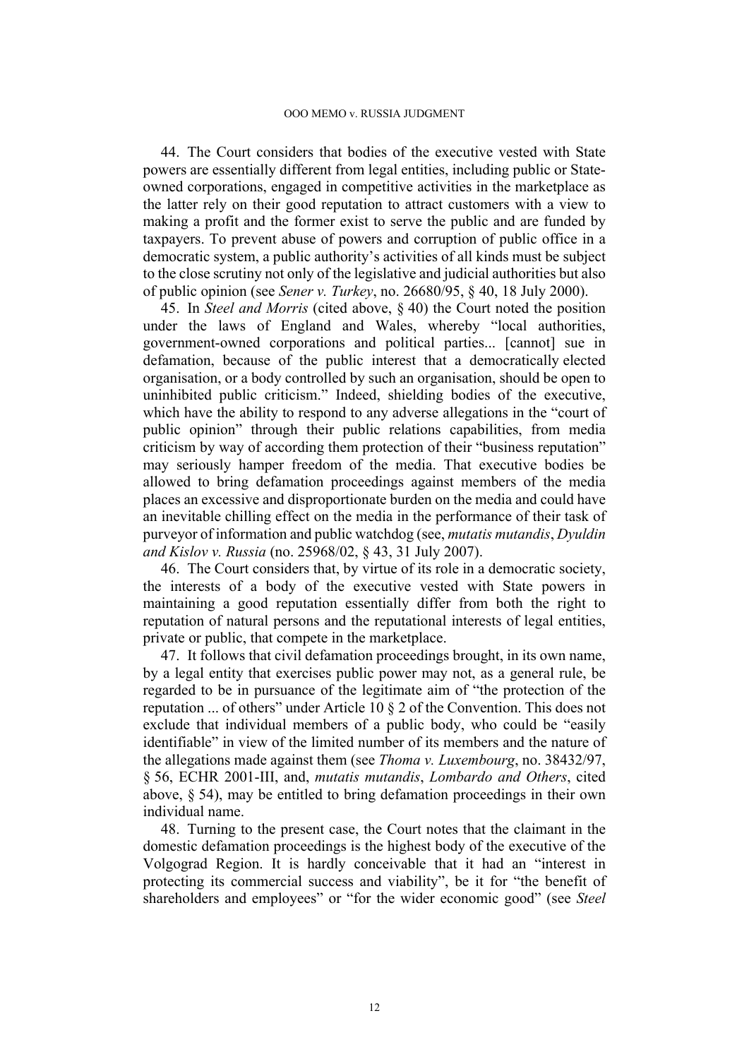44. The Court considers that bodies of the executive vested with State powers are essentially different from legal entities, including public or State-owned corporations, engaged in competitive activities in the marketplace as the latter rely on their good reputation to attract customers with a view to making a profit and the former exist to serve the public and are funded by taxpayers. To prevent abuse of powers and corruption of public office in a democratic system, a public authority's activities of all kinds must be subject to the close scrutiny not only of the legislative and judicial authorities but also of public opinion (see *Sener v. Turkey*, no. 26680/95, § 40, 18 July 2000).

45. In *Steel and Morris* (cited above, § 40) the Court noted the position under the laws of England and Wales, whereby "local authorities, government-owned corporations and political parties... [cannot] sue in defamation, because of the public interest that a democratically elected organisation, or a body controlled by such an organisation, should be open to uninhibited public criticism." Indeed, shielding bodies of the executive, which have the ability to respond to any adverse allegations in the "court of public opinion" through their public relations capabilities, from media criticism by way of according them protection of their "business reputation" may seriously hamper freedom of the media. That executive bodies be allowed to bring defamation proceedings against members of the media places an excessive and disproportionate burden on the media and could have an inevitable chilling effect on the media in the performance of their task of purveyor of information and public watchdog (see, *mutatis mutandis*, *Dyuldin and Kislov v. Russia* (no. 25968/02, § 43, 31 July 2007).

46. The Court considers that, by virtue of its role in a democratic society, the interests of a body of the executive vested with State powers in maintaining a good reputation essentially differ from both the right to reputation of natural persons and the reputational interests of legal entities, private or public, that compete in the marketplace.

47. It follows that civil defamation proceedings brought, in its own name, by a legal entity that exercises public power may not, as a general rule, be regarded to be in pursuance of the legitimate aim of "the protection of the reputation ... of others" under Article 10 § 2 of the Convention. This does not exclude that individual members of a public body, who could be "easily identifiable" in view of the limited number of its members and the nature of the allegations made against them (see *Thoma v. Luxembourg*, no. 38432/97, § 56, ECHR 2001-III, and, *mutatis mutandis*, *Lombardo and Others*, cited above, § 54), may be entitled to bring defamation proceedings in their own individual name.

48. Turning to the present case, the Court notes that the claimant in the domestic defamation proceedings is the highest body of the executive of the Volgograd Region. It is hardly conceivable that it had an "interest in protecting its commercial success and viability", be it for "the benefit of shareholders and employees" or "for the wider economic good" (see *Steel*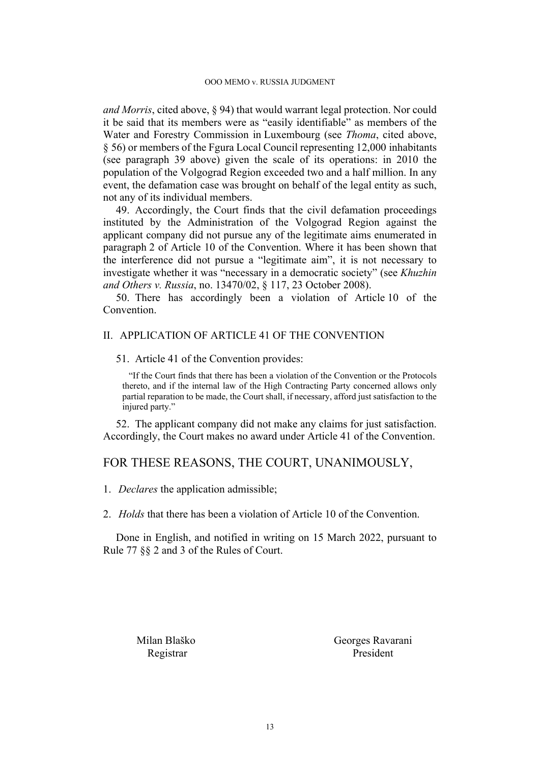*and Morris*, cited above, § 94) that would warrant legal protection. Nor could it be said that its members were as "easily identifiable" as members of the Water and Forestry Commission in Luxembourg (see *Thoma*, cited above, § 56) or members of the Fgura Local Council representing 12,000 inhabitants (see paragraph 39 above) given the scale of its operations: in 2010 the population of the Volgograd Region exceeded two and a half million. In any event, the defamation case was brought on behalf of the legal entity as such, not any of its individual members.

49. Accordingly, the Court finds that the civil defamation proceedings instituted by the Administration of the Volgograd Region against the applicant company did not pursue any of the legitimate aims enumerated in paragraph 2 of Article 10 of the Convention. Where it has been shown that the interference did not pursue a "legitimate aim", it is not necessary to investigate whether it was "necessary in a democratic society" (see *Khuzhin and Others v. Russia*, no. 13470/02, § 117, 23 October 2008).

50. There has accordingly been a violation of Article 10 of the Convention.

## II. APPLICATION OF ARTICLE 41 OF THE CONVENTION

51. Article 41 of the Convention provides:

> "If the Court finds that there has been a violation of the Convention or the Protocols thereto, and if the internal law of the High Contracting Party concerned allows only partial reparation to be made, the Court shall, if necessary, afford just satisfaction to the injured party."

52. The applicant company did not make any claims for just satisfaction. Accordingly, the Court makes no award under Article 41 of the Convention.

## FOR THESE REASONS, THE COURT, UNANIMOUSLY,

1. *Declares* the application admissible;

2. *Holds* that there has been a violation of Article 10 of the Convention.

Done in English, and notified in writing on 15 March 2022, pursuant to Rule 77 §§ 2 and 3 of the Rules of Court.

Milan Blaško
Registrar

Georges Ravarani
President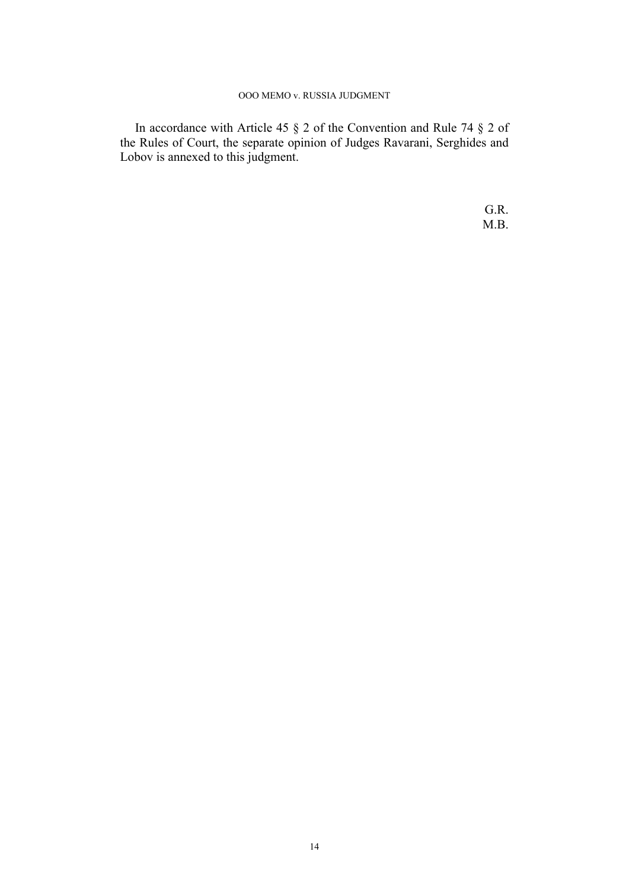In accordance with Article 45 § 2 of the Convention and Rule 74 § 2 of the Rules of Court, the separate opinion of Judges Ravarani, Serghides and Lobov is annexed to this judgment.

G.R.
M.B.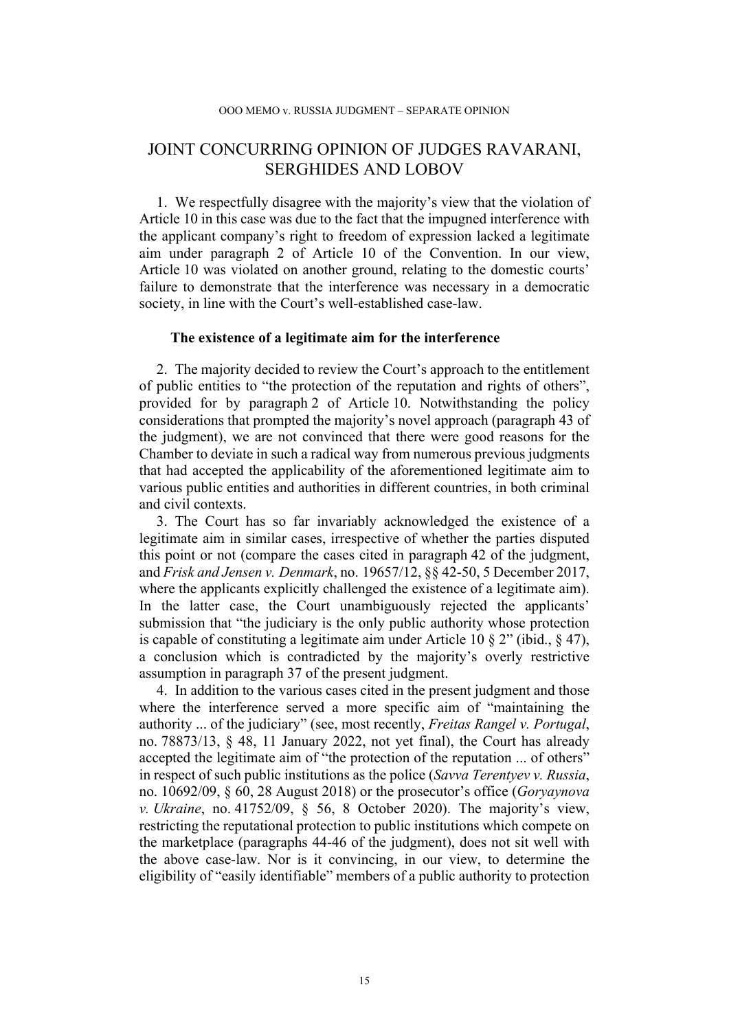# JOINT CONCURRING OPINION OF JUDGES RAVARANI, SERGHIDES AND LOBOV

1. We respectfully disagree with the majority's view that the violation of Article 10 in this case was due to the fact that the impugned interference with the applicant company's right to freedom of expression lacked a legitimate aim under paragraph 2 of Article 10 of the Convention. In our view, Article 10 was violated on another ground, relating to the domestic courts' failure to demonstrate that the interference was necessary in a democratic society, in line with the Court's well-established case-law.

### The existence of a legitimate aim for the interference

2. The majority decided to review the Court's approach to the entitlement of public entities to "the protection of the reputation and rights of others", provided for by paragraph 2 of Article 10. Notwithstanding the policy considerations that prompted the majority's novel approach (paragraph 43 of the judgment), we are not convinced that there were good reasons for the Chamber to deviate in such a radical way from numerous previous judgments that had accepted the applicability of the aforementioned legitimate aim to various public entities and authorities in different countries, in both criminal and civil contexts.

3. The Court has so far invariably acknowledged the existence of a legitimate aim in similar cases, irrespective of whether the parties disputed this point or not (compare the cases cited in paragraph 42 of the judgment, and *Frisk and Jensen v. Denmark*, no. 19657/12, §§ 42-50, 5 December 2017, where the applicants explicitly challenged the existence of a legitimate aim). In the latter case, the Court unambiguously rejected the applicants' submission that "the judiciary is the only public authority whose protection is capable of constituting a legitimate aim under Article 10 § 2" (ibid., § 47), a conclusion which is contradicted by the majority's overly restrictive assumption in paragraph 37 of the present judgment.

4. In addition to the various cases cited in the present judgment and those where the interference served a more specific aim of "maintaining the authority ... of the judiciary" (see, most recently, *Freitas Rangel v. Portugal*, no. 78873/13, § 48, 11 January 2022, not yet final), the Court has already accepted the legitimate aim of "the protection of the reputation ... of others" in respect of such public institutions as the police (*Savva Terentyev v. Russia*, no. 10692/09, § 60, 28 August 2018) or the prosecutor's office (*Goryaynova v. Ukraine*, no. 41752/09, § 56, 8 October 2020). The majority's view, restricting the reputational protection to public institutions which compete on the marketplace (paragraphs 44-46 of the judgment), does not sit well with the above case-law. Nor is it convincing, in our view, to determine the eligibility of "easily identifiable" members of a public authority to protection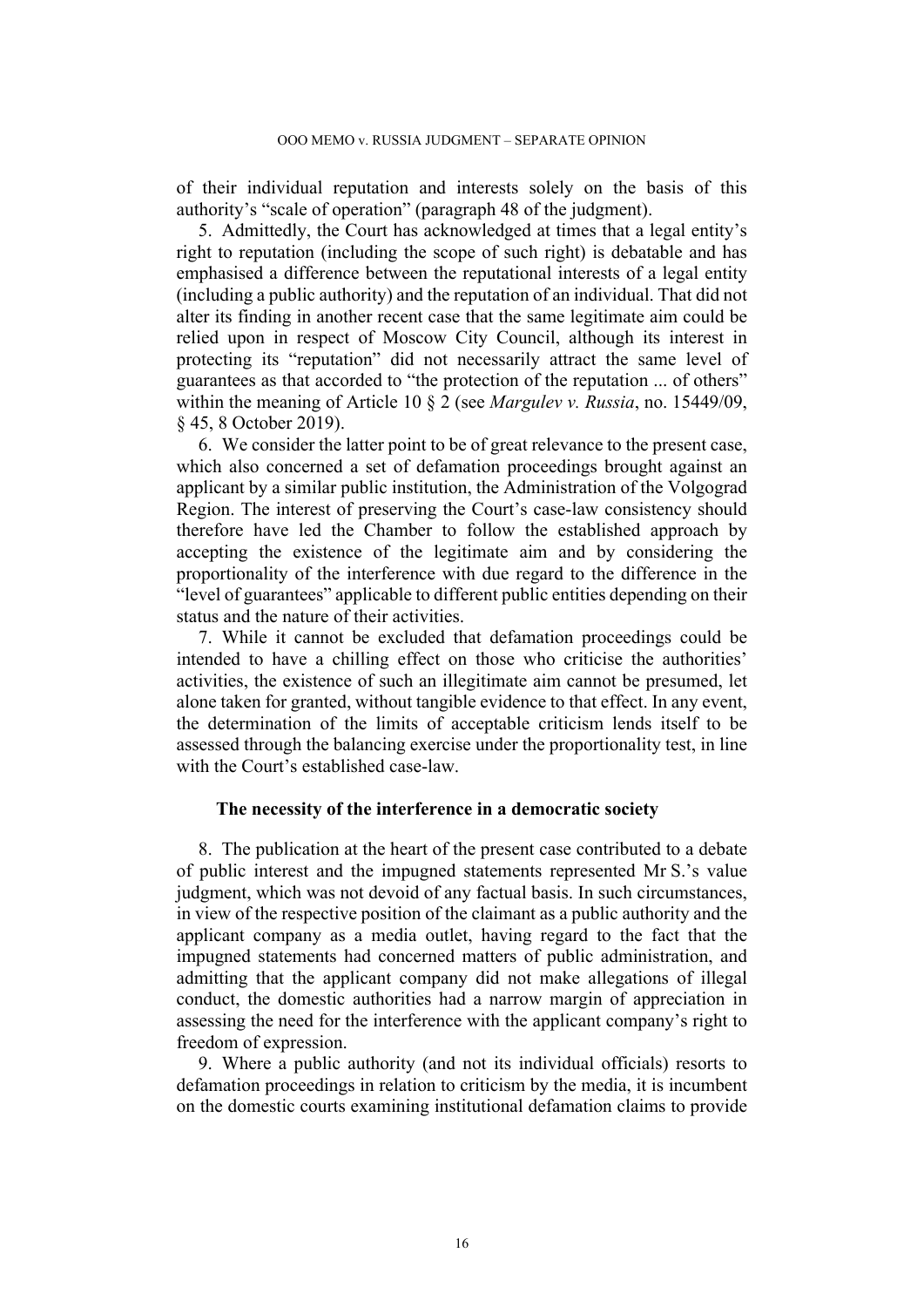of their individual reputation and interests solely on the basis of this authority's "scale of operation" (paragraph 48 of the judgment).

5. Admittedly, the Court has acknowledged at times that a legal entity's right to reputation (including the scope of such right) is debatable and has emphasised a difference between the reputational interests of a legal entity (including a public authority) and the reputation of an individual. That did not alter its finding in another recent case that the same legitimate aim could be relied upon in respect of Moscow City Council, although its interest in protecting its "reputation" did not necessarily attract the same level of guarantees as that accorded to "the protection of the reputation ... of others" within the meaning of Article 10 § 2 (see *Margulev v. Russia*, no. 15449/09, § 45, 8 October 2019).

6. We consider the latter point to be of great relevance to the present case, which also concerned a set of defamation proceedings brought against an applicant by a similar public institution, the Administration of the Volgograd Region. The interest of preserving the Court's case-law consistency should therefore have led the Chamber to follow the established approach by accepting the existence of the legitimate aim and by considering the proportionality of the interference with due regard to the difference in the "level of guarantees" applicable to different public entities depending on their status and the nature of their activities.

7. While it cannot be excluded that defamation proceedings could be intended to have a chilling effect on those who criticise the authorities' activities, the existence of such an illegitimate aim cannot be presumed, let alone taken for granted, without tangible evidence to that effect. In any event, the determination of the limits of acceptable criticism lends itself to be assessed through the balancing exercise under the proportionality test, in line with the Court's established case-law.

**The necessity of the interference in a democratic society**

8. The publication at the heart of the present case contributed to a debate of public interest and the impugned statements represented Mr S.'s value judgment, which was not devoid of any factual basis. In such circumstances, in view of the respective position of the claimant as a public authority and the applicant company as a media outlet, having regard to the fact that the impugned statements had concerned matters of public administration, and admitting that the applicant company did not make allegations of illegal conduct, the domestic authorities had a narrow margin of appreciation in assessing the need for the interference with the applicant company's right to freedom of expression.

9. Where a public authority (and not its individual officials) resorts to defamation proceedings in relation to criticism by the media, it is incumbent on the domestic courts examining institutional defamation claims to provide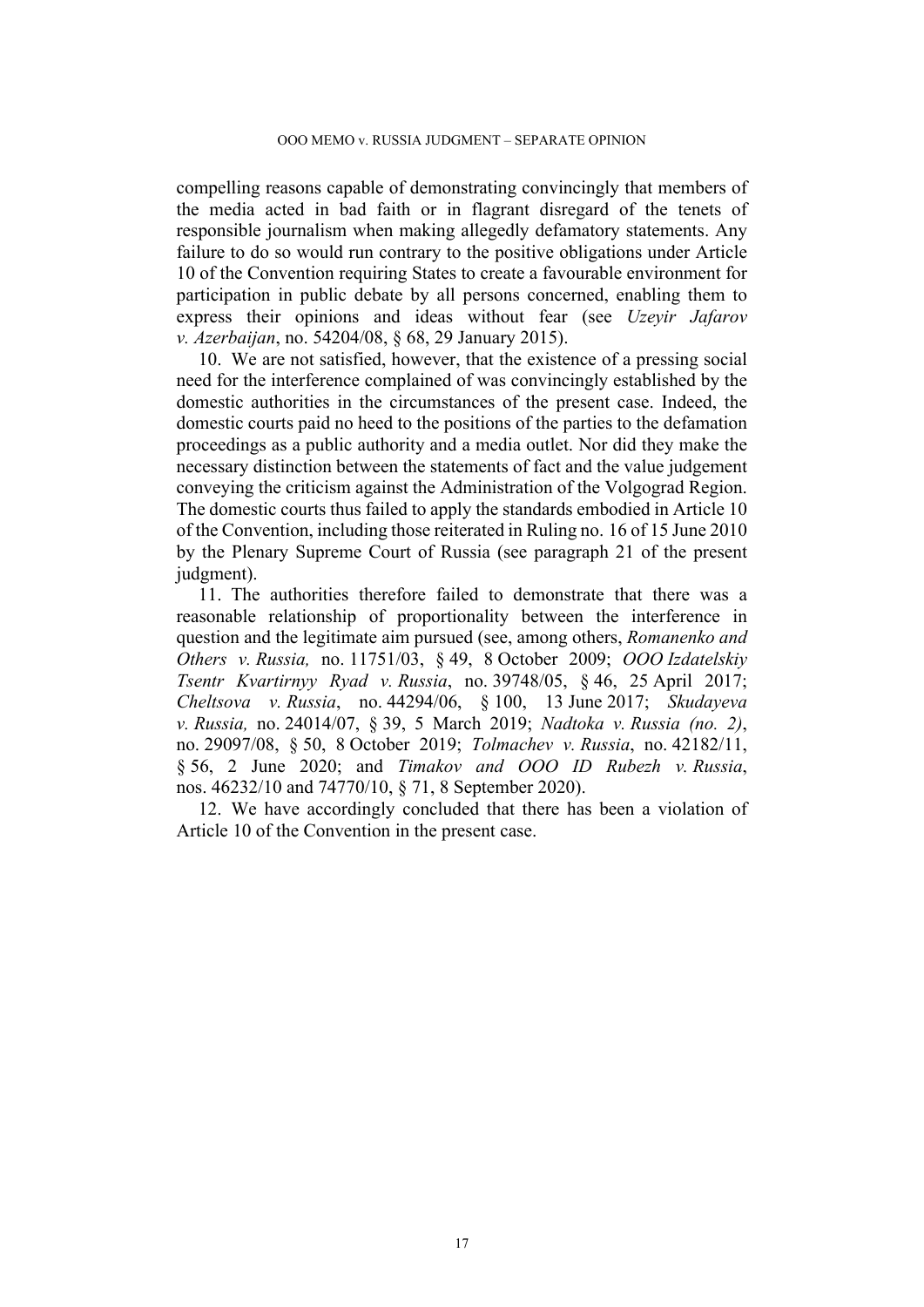compelling reasons capable of demonstrating convincingly that members of the media acted in bad faith or in flagrant disregard of the tenets of responsible journalism when making allegedly defamatory statements. Any failure to do so would run contrary to the positive obligations under Article 10 of the Convention requiring States to create a favourable environment for participation in public debate by all persons concerned, enabling them to express their opinions and ideas without fear (see *Uzeyir Jafarov v. Azerbaijan*, no. 54204/08, § 68, 29 January 2015).

10. We are not satisfied, however, that the existence of a pressing social need for the interference complained of was convincingly established by the domestic authorities in the circumstances of the present case. Indeed, the domestic courts paid no heed to the positions of the parties to the defamation proceedings as a public authority and a media outlet. Nor did they make the necessary distinction between the statements of fact and the value judgement conveying the criticism against the Administration of the Volgograd Region. The domestic courts thus failed to apply the standards embodied in Article 10 of the Convention, including those reiterated in Ruling no. 16 of 15 June 2010 by the Plenary Supreme Court of Russia (see paragraph 21 of the present judgment).

11. The authorities therefore failed to demonstrate that there was a reasonable relationship of proportionality between the interference in question and the legitimate aim pursued (see, among others, *Romanenko and Others v. Russia,* no. 11751/03, § 49, 8 October 2009; *OOO Izdatelskiy Tsentr Kvartirnyy Ryad v. Russia*, no. 39748/05, § 46, 25 April 2017; *Cheltsova v. Russia*, no. 44294/06, § 100, 13 June 2017; *Skudayeva v. Russia,* no. 24014/07, § 39, 5 March 2019; *Nadtoka v. Russia (no. 2)*, no. 29097/08, § 50, 8 October 2019; *Tolmachev v. Russia*, no. 42182/11, § 56, 2 June 2020; and *Timakov and OOO ID Rubezh v. Russia*, nos. 46232/10 and 74770/10, § 71, 8 September 2020).

12. We have accordingly concluded that there has been a violation of Article 10 of the Convention in the present case.